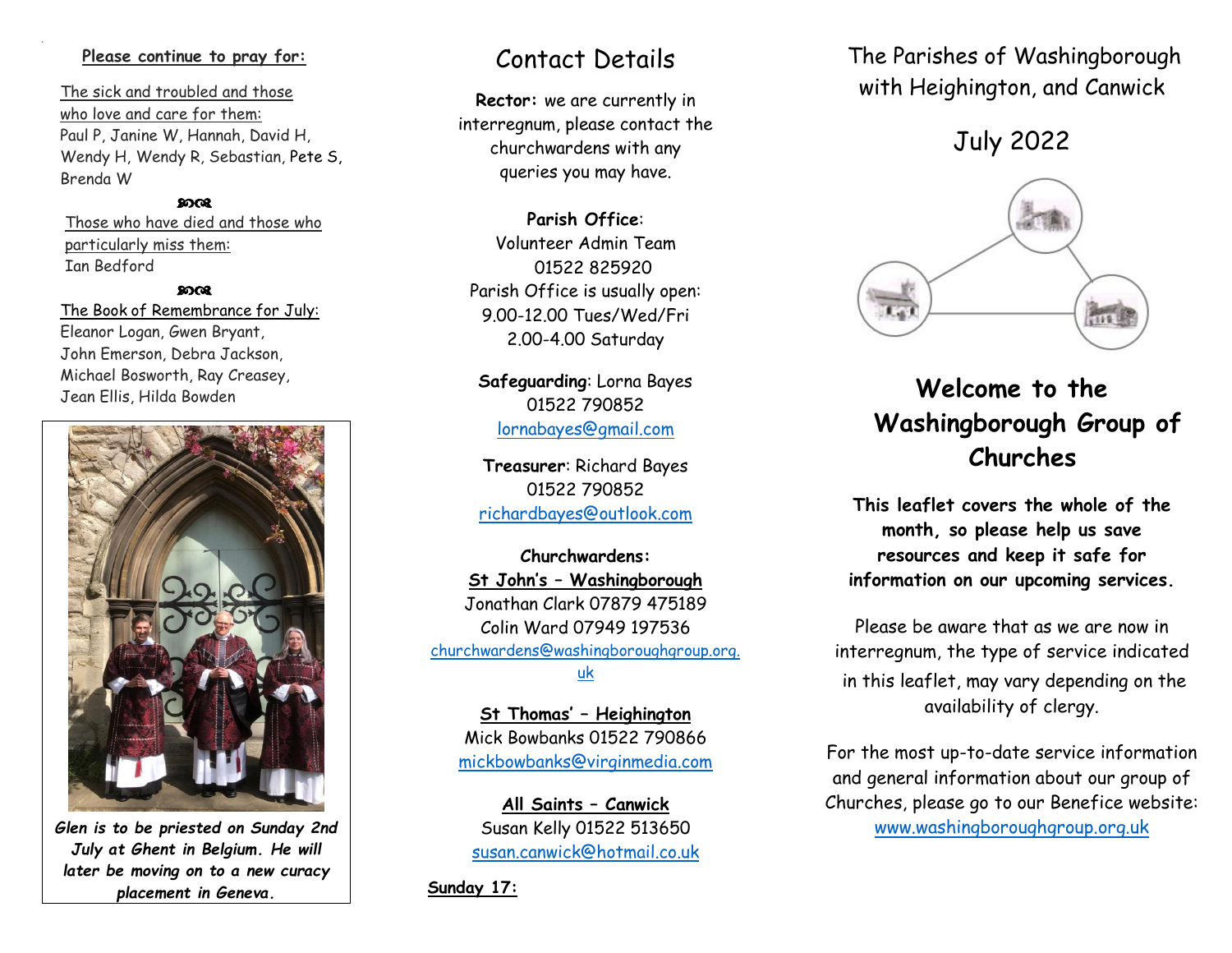**Please continue to pray for:**

The sick and troubled and those who love and care for them:
Paul P, Janine W, Hannah, David H, Wendy H, Wendy R, Sebastian, Pete S, Brenda W

Those who have died and those who particularly miss them:
Ian Bedford

The Book of Remembrance for July:
Eleanor Logan, Gwen Bryant, John Emerson, Debra Jackson, Michael Bosworth, Ray Creasey, Jean Ellis, Hilda Bowden

***Glen is to be priested on Sunday 2nd July at Ghent in Belgium. He will later be moving on to a new curacy placement in Geneva.***

# Contact Details

**Rector:** we are currently in interregnum, please contact the churchwardens with any queries you may have.

**Parish Office**:
Volunteer Admin Team
01522 825920
Parish Office is usually open:
9.00-12.00 Tues/Wed/Fri
2.00-4.00 Saturday

**Safeguarding**: Lorna Bayes
01522 790852
lornabayes@gmail.com

**Treasurer**: Richard Bayes
01522 790852
richardbayes@outlook.com

**Churchwardens:**

**St John's – Washingborough**
Jonathan Clark 07879 475189
Colin Ward 07949 197536
churchwardens@washingboroughgroup.org.uk

**St Thomas' – Heighington**
Mick Bowbanks 01522 790866
mickbowbanks@virginmedia.com

**All Saints – Canwick**
Susan Kelly 01522 513650
susan.canwick@hotmail.co.uk

**Sunday 17:**

The Parishes of Washingborough with Heighington, and Canwick

July 2022

# Welcome to the Washingborough Group of Churches

**This leaflet covers the whole of the month, so please help us save resources and keep it safe for information on our upcoming services.**

Please be aware that as we are now in interregnum, the type of service indicated in this leaflet, may vary depending on the availability of clergy.

For the most up-to-date service information and general information about our group of Churches, please go to our Benefice website:
www.washingboroughgroup.org.uk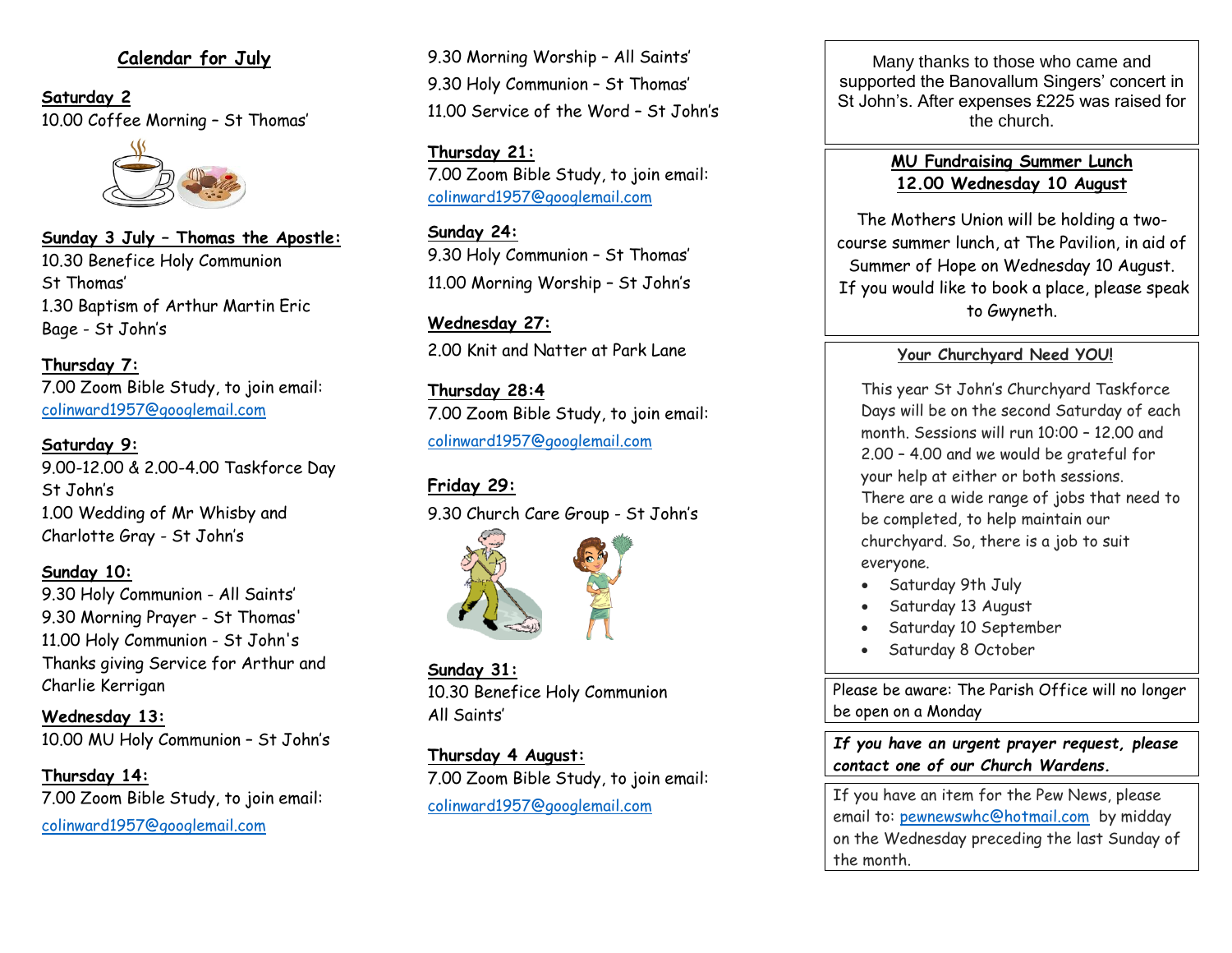## Calendar for July

**Saturday 2**
10.00 Coffee Morning – St Thomas'

**Sunday 3 July – Thomas the Apostle:**
10.30 Benefice Holy Communion
St Thomas'
1.30 Baptism of Arthur Martin Eric
Bage - St John's

**Thursday 7:**
7.00 Zoom Bible Study, to join email:
colinward1957@googlemail.com

**Saturday 9:**
9.00-12.00 & 2.00-4.00 Taskforce Day
St John's
1.00 Wedding of Mr Whisby and
Charlotte Gray - St John's

**Sunday 10:**
9.30 Holy Communion - All Saints'
9.30 Morning Prayer - St Thomas'
11.00 Holy Communion - St John's
Thanks giving Service for Arthur and
Charlie Kerrigan

**Wednesday 13:**
10.00 MU Holy Communion – St John's

**Thursday 14:**
7.00 Zoom Bible Study, to join email:
colinward1957@googlemail.com

9.30 Morning Worship – All Saints'
9.30 Holy Communion – St Thomas'
11.00 Service of the Word – St John's

**Thursday 21:**
7.00 Zoom Bible Study, to join email:
colinward1957@googlemail.com

**Sunday 24:**
9.30 Holy Communion – St Thomas'
11.00 Morning Worship – St John's

**Wednesday 27:**
2.00 Knit and Natter at Park Lane

**Thursday 28:4**
7.00 Zoom Bible Study, to join email:
colinward1957@googlemail.com

**Friday 29:**
9.30 Church Care Group - St John's

**Sunday 31:**
10.30 Benefice Holy Communion
All Saints'

**Thursday 4 August:**
7.00 Zoom Bible Study, to join email:
colinward1957@googlemail.com

Many thanks to those who came and supported the Banovallum Singers' concert in St John's. After expenses £225 was raised for the church.

**MU Fundraising Summer Lunch**
**12.00 Wednesday 10 August**

The Mothers Union will be holding a two-course summer lunch, at The Pavilion, in aid of Summer of Hope on Wednesday 10 August. If you would like to book a place, please speak to Gwyneth.

**Your Churchyard Need YOU!**

This year St John's Churchyard Taskforce Days will be on the second Saturday of each month. Sessions will run 10:00 – 12.00 and 2.00 – 4.00 and we would be grateful for your help at either or both sessions. There are a wide range of jobs that need to be completed, to help maintain our churchyard. So, there is a job to suit everyone.

- Saturday 9th July
- Saturday 13 August
- Saturday 10 September
- Saturday 8 October

Please be aware: The Parish Office will no longer be open on a Monday

***If you have an urgent prayer request, please contact one of our Church Wardens.***

If you have an item for the Pew News, please email to: pewnewswhc@hotmail.com by midday on the Wednesday preceding the last Sunday of the month.